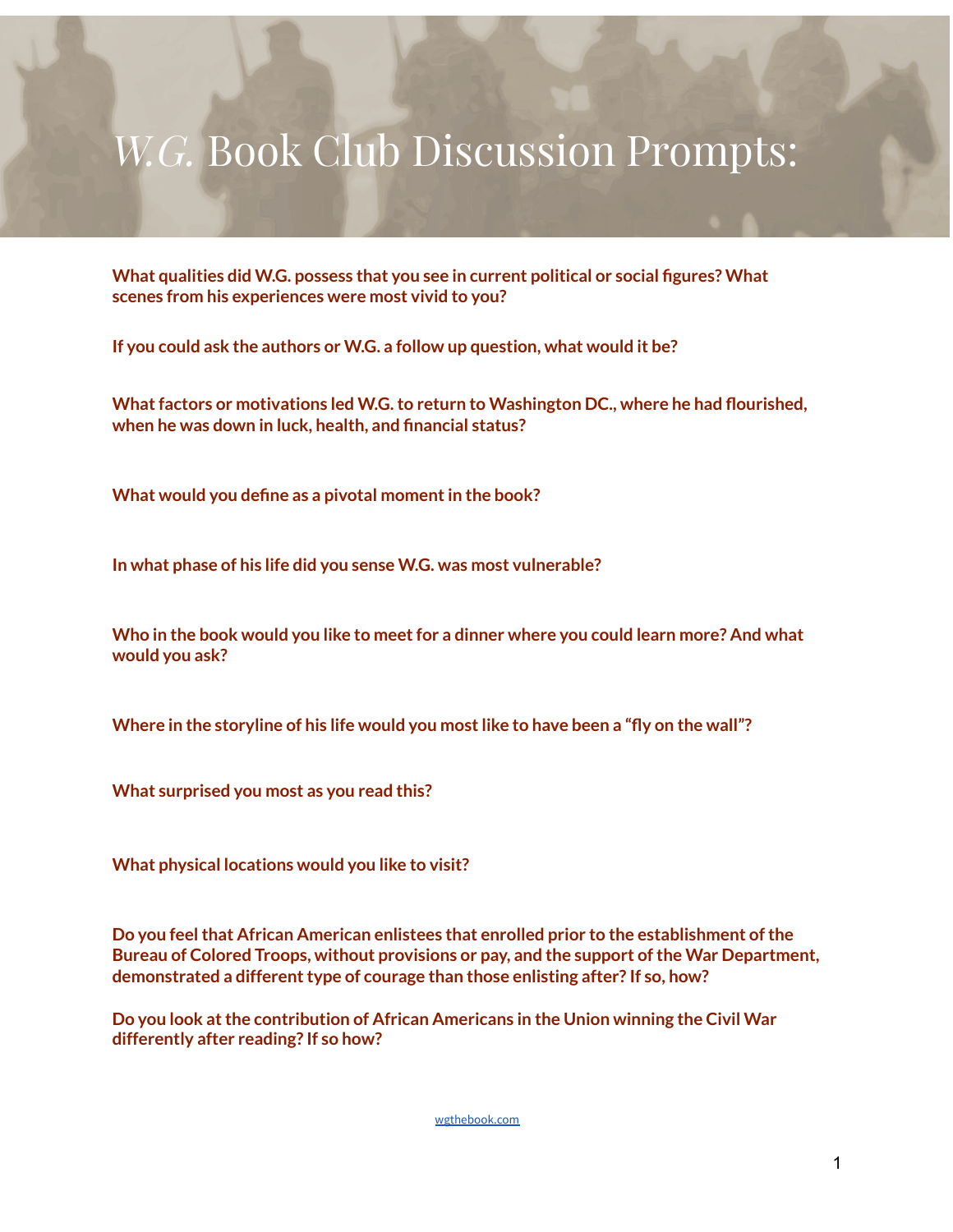# *W.G.* Book Club Discussion Prompts:

**What qualities did W.G. possess that you see in current political or social figures? What scenes from his experiences were most vivid to you?**

**If you could ask the authors or W.G. a follow up question, what would it be?**

**What factors or motivations led W.G. to return to Washington DC., where he had flourished, when he was down in luck, health, and financial status?**

**What would you define as a pivotal moment in the book?**

**In what phase of his life did you sense W.G. was most vulnerable?**

**Who in the book would you like to meet for a dinner where you could learn more? And what would you ask?**

**Where in the storyline of his life would you most like to have been a "fly on the wall"?**

**What surprised you most as you read this?**

**What physical locations would you like to visit?**

**Do you feel that African American enlistees that enrolled prior to the establishment of the Bureau of Colored Troops, without provisions or pay, and the support of the War Department, demonstrated a different type of courage than those enlisting after? If so, how?**

**Do you look at the contribution of African Americans in the Union winning the Civil War differently after reading? If so how?**

wgthebook.com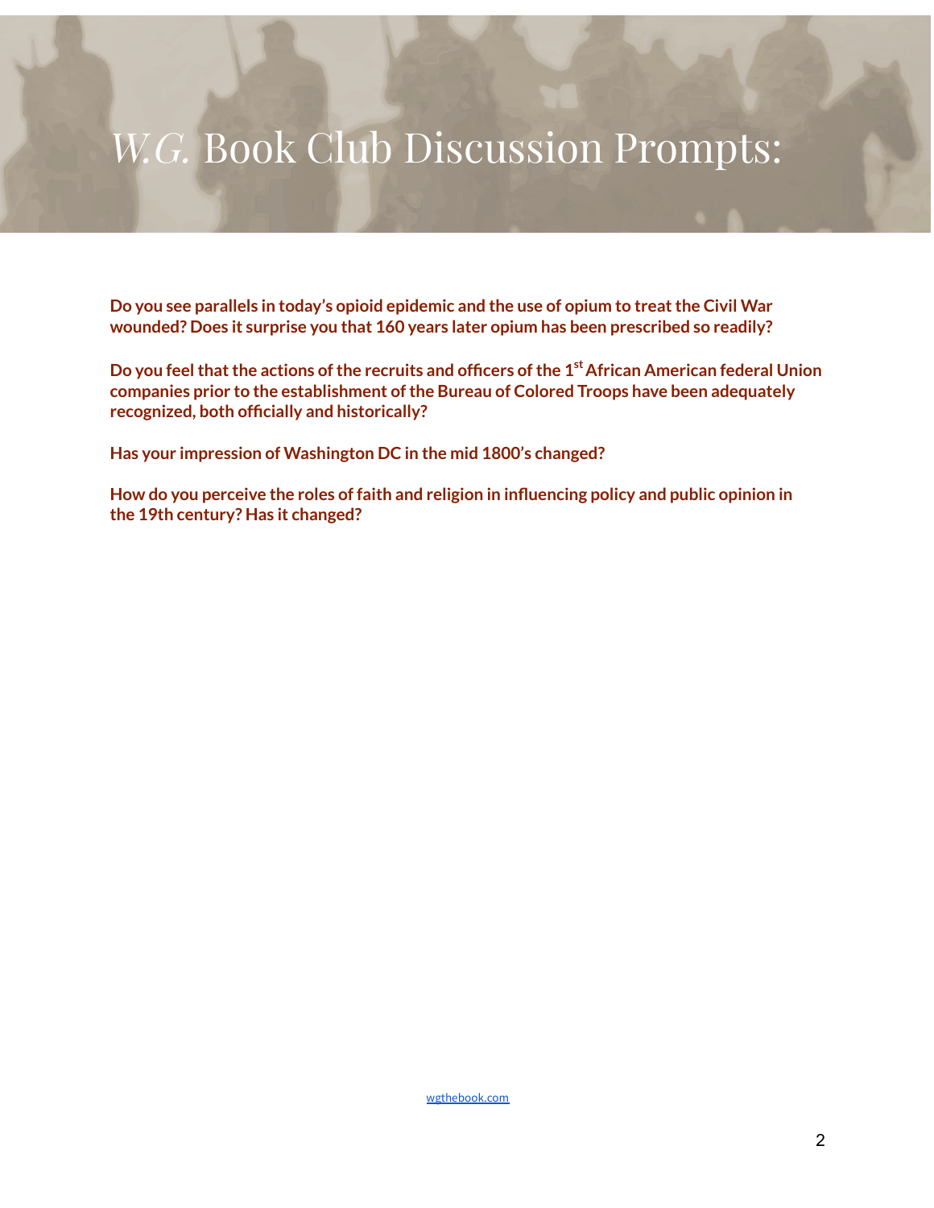# *W.G.* Book Club Discussion Prompts:

**Do you see parallels in today's opioid epidemic and the use of opium to treat the Civil War wounded? Does it surprise you that 160 years later opium has been prescribed so readily?**

**Do you feel that the actions of the recruits and officers of the 1st African American federal Union companies prior to the establishment of the Bureau of Colored Troops have been adequately recognized, both officially and historically?**

**Has your impression of Washington DC in the mid 1800's changed?**

**How do you perceive the roles of faith and religion in influencing policy and public opinion in the 19th century? Has it changed?**

wgthebook.com